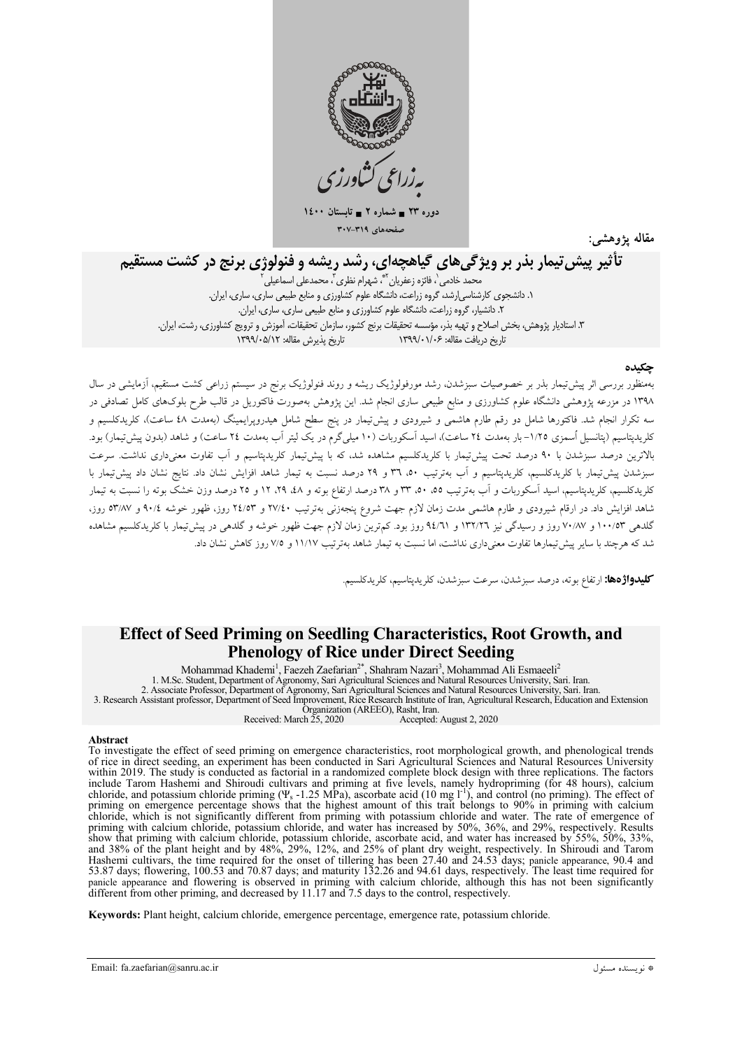به‌زراعی کشاورزی

دوره ۲۳ ■ شماره ۲ ■ تابستان ۱۴۰۰

صفحه‌های ۳۱۹-۳۰۷

مقاله پژوهشی:

# تأثیر پیش‌تیمار بذر بر ویژگی‌های گیاهچه‌ای، رشد ریشه و فنولوژی برنج در کشت مستقیم

محمد خادمی[۱]، فائزه زعفریان[۲*]، شهرام نظری[۳]، محمدعلی اسماعیلی[۲]

۱. دانشجوی کارشناسی‌ارشد، گروه زراعت، دانشگاه علوم کشاورزی و منابع طبیعی ساری، ساری، ایران.

۲. دانشیار، گروه زراعت، دانشگاه علوم کشاورزی و منابع طبیعی ساری، ساری، ایران.

۳. استادیار پژوهش، بخش اصلاح و تهیه بذر، مؤسسه تحقیقات برنج کشور، سازمان تحقیقات، آموزش و ترویج کشاورزی، رشت، ایران.

تاریخ دریافت مقاله: ۱۳۹۹/۰۱/۰۶ تاریخ پذیرش مقاله: ۱۳۹۹/۰۵/۱۲

## چکیده

به‌منظور بررسی اثر پیش‌تیمار بذر بر خصوصیات سبزشدن، رشد مورفولوژیک ریشه و روند فنولوژیک برنج در سیستم زراعی کشت مستقیم، آزمایشی در سال ۱۳۹۸ در مزرعه پژوهشی دانشگاه علوم کشاورزی و منابع طبیعی ساری انجام شد. این پژوهش به‌صورت فاکتوریل در قالب طرح بلوک‌های کامل تصادفی در سه تکرار انجام شد. فاکتورها شامل دو رقم طارم هاشمی و شیرودی و پیش‌تیمار در پنج سطح شامل هیدروپرایمینگ (به‌مدت ۴۸ ساعت)، کلریدکلسیم و کلریدپتاسیم (پتانسیل اُسمزی ۱/۲۵- بار به‌مدت ۲۴ ساعت)، اسید آسکوربات (۱۰ میلی‌گرم در یک لیتر آب به‌مدت ۲۴ ساعت) و شاهد (بدون پیش‌تیمار) بود. بالاترین درصد سبزشدن با ۹۰ درصد تحت پیش‌تیمار با کلریدکلسیم مشاهده شد، که با پیش‌تیمار کلریدپتاسیم و آب تفاوت معنی‌داری نداشت. سرعت سبزشدن پیش‌تیمار با کلریدکلسیم، کلریدپتاسیم و آب به‌ترتیب ۵۰، ۳۶ و ۲۹ درصد نسبت به تیمار شاهد افزایش نشان داد. نتایج نشان داد پیش‌تیمار با کلریدکلسیم، کلریدپتاسیم، اسید آسکوربات و آب به‌ترتیب ۵۵، ۵۰، ۳۳ و ۳۸ درصد ارتفاع بوته و ۴۸، ۲۹، ۱۲ و ۲۵ درصد وزن خشک بوته را نسبت به تیمار شاهد افزایش داد. در ارقام شیرودی و طارم هاشمی مدت زمان لازم جهت شروع پنجه‌زنی به‌ترتیب ۲۷/۴۰ و ۲۴/۵۳ روز، ظهور خوشه ۹۰/۴ و ۵۳/۸۷ روز، گلدهی ۱۰۰/۵۳ و ۷۰/۸۷ روز و رسیدگی نیز ۱۳۲/۲۶ و ۹۴/۶۱ روز بود. کم‌ترین زمان لازم جهت ظهور خوشه و گلدهی در پیش‌تیمار با کلریدکلسیم مشاهده شد که هرچند با سایر پیش‌تیمارها تفاوت معنی‌داری نداشت، اما نسبت به تیمار شاهد به‌ترتیب ۱۱/۱۷ و ۷/۵ روز کاهش نشان داد.

**کلیدواژه‌ها:** ارتفاع بوته، درصد سبزشدن، سرعت سبزشدن، کلریدپتاسیم، کلریدکلسیم.

# Effect of Seed Priming on Seedling Characteristics, Root Growth, and Phenology of Rice under Direct Seeding

Mohammad Khademi[1], Faezeh Zaefarian[2*], Shahram Nazari[3], Mohammad Ali Esmaeeli[2]

1. M.Sc. Student, Department of Agronomy, Sari Agricultural Sciences and Natural Resources University, Sari. Iran.
2. Associate Professor, Department of Agronomy, Sari Agricultural Sciences and Natural Resources University, Sari. Iran.
3. Research Assistant professor, Department of Seed Improvement, Rice Research Institute of Iran, Agricultural Research, Education and Extension Organization (AREEO), Rasht, Iran.

Received: March 25, 2020 Accepted: August 2, 2020

## Abstract

To investigate the effect of seed priming on emergence characteristics, root morphological growth, and phenological trends of rice in direct seeding, an experiment has been conducted in Sari Agricultural Sciences and Natural Resources University within 2019. The study is conducted as factorial in a randomized complete block design with three replications. The factors include Tarom Hashemi and Shiroudi cultivars and priming at five levels, namely hydropriming (for 48 hours), calcium chloride, and potassium chloride priming ($\Psi_s$ -1.25 MPa), ascorbate acid (10 mg $l^{-1}$), and control (no priming). The effect of priming on emergence percentage shows that the highest amount of this trait belongs to 90% in priming with calcium chloride, which is not significantly different from priming with potassium chloride and water. The rate of emergence of priming with calcium chloride, potassium chloride, and water has increased by 50%, 36%, and 29%, respectively. Results show that priming with calcium chloride, potassium chloride, ascorbate acid, and water has increased by 55%, 50%, 33%, and 38% of the plant height and by 48%, 29%, 12%, and 25% of plant dry weight, respectively. In Shiroudi and Tarom Hashemi cultivars, the time required for the onset of tillering has been 27.40 and 24.53 days; panicle appearance, 90.4 and 53.87 days; flowering, 100.53 and 70.87 days; and maturity 132.26 and 94.61 days, respectively. The least time required for panicle appearance and flowering is observed in priming with calcium chloride, although this has not been significantly different from other priming, and decreased by 11.17 and 7.5 days to the control, respectively.

**Keywords:** Plant height, calcium chloride, emergence percentage, emergence rate, potassium chloride.

Email: fa.zaefarian@sanru.ac.ir

* نویسنده مسئول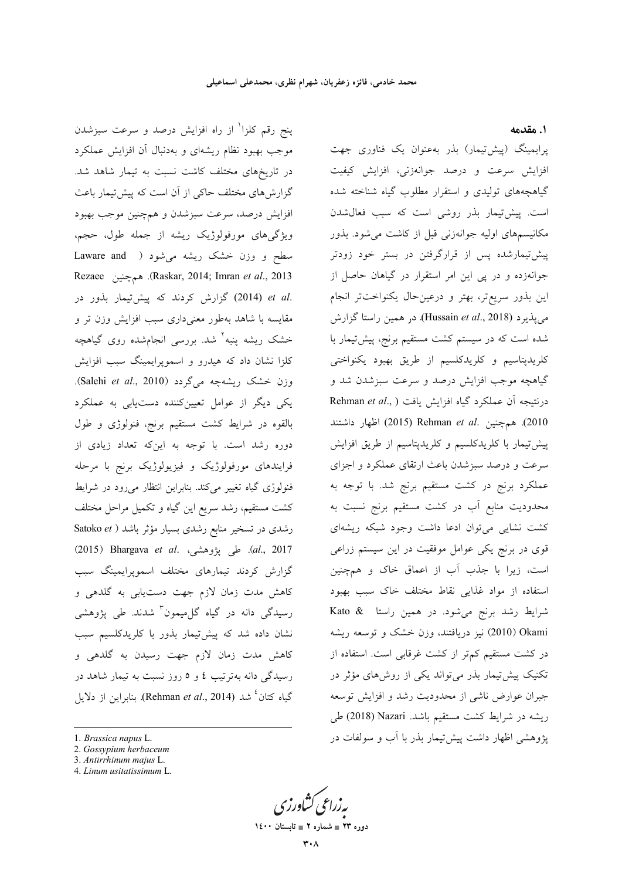## ۱. مقدمه

پرایمینگ (پیش‌تیمار) بذر به‌عنوان یک فناوری جهت افزایش سرعت و درصد جوانه‌زنی، افزایش کیفیت گیاهچه‌های تولیدی و استقرار مطلوب گیاه شناخته شده است. پیش‌تیمار بذر روشی است که سبب فعال‌شدن مکانیسم‌های اولیه جوانه‌زنی قبل از کاشت می‌شود. بذور پیش‌تیمارشده پس از قرارگرفتن در بستر خود زودتر جوانه‌زده و در پی این امر استقرار در گیاهان حاصل از این بذور سریع‌تر، بهتر و درعین‌حال یکنواخت‌تر انجام می‌پذیرد (Hussain *et al*., 2018). در همین راستا گزارش شده است که در سیستم کشت مستقیم برنج، پیش‌تیمار با کلریدپتاسیم و کلریدکلسیم از طریق بهبود یکنواختی گیاهچه موجب افزایش درصد و سرعت سبزشدن شد و درنتیجه آن عملکرد گیاه افزایش یافت (Rehman *et al*., 2010). همچنین Rehman *et al*. (2015) اظهار داشتند پیش‌تیمار با کلریدکلسیم و کلریدپتاسیم از طریق افزایش سرعت و درصد سبزشدن باعث ارتقای عملکرد و اجزای عملکرد برنج در کشت مستقیم برنج شد. با توجه به محدودیت منابع آب در کشت مستقیم برنج نسبت به کشت نشایی می‌توان ادعا داشت وجود شبکه ریشه‌ای قوی در برنج یکی عوامل موفقیت در این سیستم زراعی است، زیرا با جذب آب از اعماق خاک و همچنین استفاده از مواد غذایی نقاط مختلف خاک سبب بهبود شرایط رشد برنج می‌شود. در همین راستا Kato & Okami (2010) نیز دریافتند، وزن خشک و توسعه ریشه در کشت مستقیم کم‌تر از کشت غرقابی است. استفاده از تکنیک پیش‌تیمار بذر می‌تواند یکی از روش‌های مؤثر در جبران عوارض ناشی از محدودیت رشد و افزایش توسعه ریشه در شرایط کشت مستقیم باشد. Nazari (2018) طی پژوهشی اظهار داشت پیش‌تیمار بذر با آب و سولفات در پنج رقم کلزا[1] از راه افزایش درصد و سرعت سبزشدن موجب بهبود نظام ریشه‌ای و به‌دنبال آن افزایش عملکرد در تاریخ‌های مختلف کاشت نسبت به تیمار شاهد شد. گزارش‌های مختلف حاکی از آن است که پیش‌تیمار باعث افزایش درصد، سرعت سبزشدن و همچنین موجب بهبود ویژگی‌های مورفولوژیک ریشه از جمله طول، حجم، سطح و وزن خشک ریشه می‌شود (Laware and Raskar, 2014; Imran *et al*., 2013). همچنین Rezaee *et al*. (2014) گزارش کردند که پیش‌تیمار بذور در مقایسه با شاهد به‌طور معنی‌داری سبب افزایش وزن تر و خشک ریشه پنبه[2] شد. بررسی انجام‌شده روی گیاهچه کلزا نشان داد که هیدرو و اسموپرایمینگ سبب افزایش وزن خشک ریشه‌چه می‌گردد (Salehi *et al*., 2010). یکی دیگر از عوامل تعیین‌کننده دست‌یابی به عملکرد بالقوه در شرایط کشت مستقیم برنج، فنولوژی و طول دوره رشد است. با توجه به این‌که تعداد زیادی از فرایندهای مورفولوژیک و فیزیولوژیک برنج با مرحله فنولوژی گیاه تغییر می‌کند. بنابراین انتظار می‌رود در شرایط کشت مستقیم، رشد سریع این گیاه و تکمیل مراحل مختلف رشدی در تسخیر منابع رشدی بسیار مؤثر باشد (Satoko *et al*., 2017). طی پژوهشی، Bhargava *et al*. (2015) گزارش کردند تیمارهای مختلف اسموپرایمینگ سبب کاهش مدت زمان لازم جهت دست‌یابی به گلدهی و رسیدگی دانه در گیاه گل‌میمون[3] شدند. طی پژوهشی نشان داده شد که پیش‌تیمار بذور با کلریدکلسیم سبب کاهش مدت زمان لازم جهت رسیدن به گلدهی و رسیدگی دانه به‌ترتیب ۴ و ۵ روز نسبت به تیمار شاهد در گیاه کتان[4] شد (Rehman *et al*., 2014). بنابراین از دلایل

---

1. *Brassica napus* L.
2. *Gossypium herbaceum*
3. *Antirrhinum majus* L.
4. *Linum usitatissimum* L.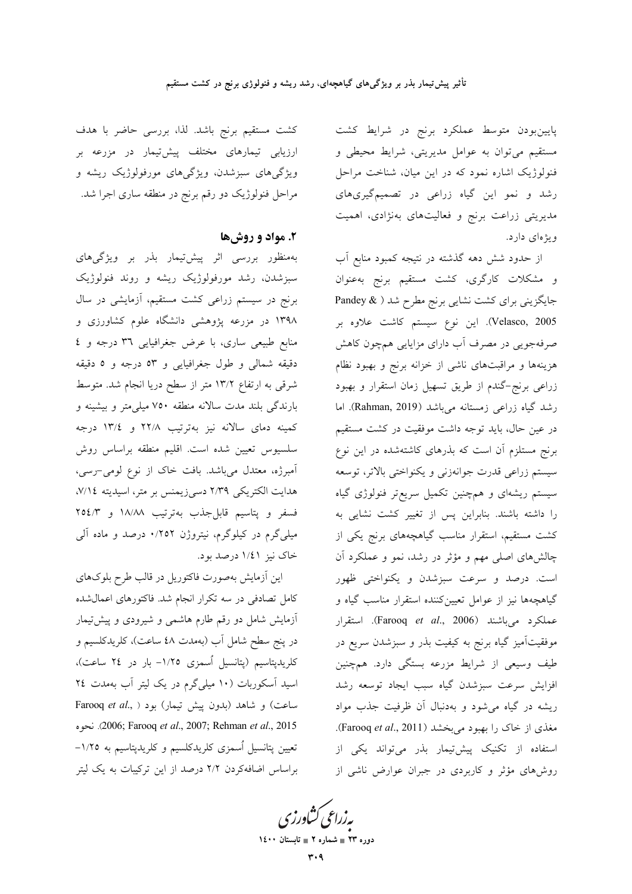پایین‌بودن متوسط عملکرد برنج در شرایط کشت مستقیم می‌توان به عوامل مدیریتی، شرایط محیطی و فنولوژیک اشاره نمود که در این میان، شناخت مراحل رشد و نمو این گیاه زراعی در تصمیم‌گیری‌های مدیریتی زراعت برنج و فعالیت‌های به‌نژادی، اهمیت ویژه‌ای دارد.

از حدود شش دهه گذشته در نتیجه کمبود منابع آب و مشکلات کارگری، کشت مستقیم برنج به‌عنوان جایگزینی برای کشت نشایی برنج مطرح شد (Pandey & Velasco, 2005). این نوع سیستم کاشت علاوه بر صرفه‌جویی در مصرف آب دارای مزایایی هم‌چون کاهش هزینه‌ها و مراقبت‌های ناشی از خزانه برنج و بهبود نظام زراعی برنج-گندم از طریق تسهیل زمان استقرار و بهبود رشد گیاه زراعی زمستانه می‌باشد (Rahman, 2019). اما در عین حال، باید توجه داشت موفقیت در کشت مستقیم برنج مستلزم آن است که بذرهای کاشته‌شده در این نوع سیستم زراعی قدرت جوانه‌زنی و یکنواختی بالاتر، توسعه سیستم ریشه‌ای و هم‌چنین تکمیل سریع‌تر فنولوژی گیاه را داشته باشند. بنابراین پس از تغییر کشت نشایی به کشت مستقیم، استقرار مناسب گیاهچه‌های برنج یکی از چالش‌های اصلی مهم و مؤثر در رشد، نمو و عملکرد آن است. درصد و سرعت سبزشدن و یکنواختی ظهور گیاهچه‌ها نیز از عوامل تعیین‌کننده استقرار مناسب گیاه و عملکرد می‌باشند (Farooq *et al*., 2006). استقرار موفقیت‌آمیز گیاه برنج به کیفیت بذر و سبزشدن سریع در طیف وسیعی از شرایط مزرعه بستگی دارد. هم‌چنین افزایش سرعت سبزشدن گیاه سبب ایجاد توسعه رشد ریشه در گیاه می‌شود و به‌دنبال آن ظرفیت جذب مواد مغذی از خاک را بهبود می‌بخشد (Farooq *et al*., 2011). استفاده از تکنیک پیش‌تیمار بذر می‌تواند یکی از روش‌های مؤثر و کاربردی در جبران عوارض ناشی از کشت مستقیم برنج باشد. لذا، بررسی حاضر با هدف ارزیابی تیمارهای مختلف پیش‌تیمار در مزرعه بر ویژگی‌های سبزشدن، ویژگی‌های مورفولوژیک ریشه و مراحل فنولوژیک دو رقم برنج در منطقه ساری اجرا شد.

## ۲. مواد و روش‌ها

به‌منظور بررسی اثر پیش‌تیمار بذر بر ویژگی‌های سبزشدن، رشد مورفولوژیک ریشه و روند فنولوژیک برنج در سیستم زراعی کشت مستقیم، آزمایشی در سال ۱۳۹۸ در مزرعه پژوهشی دانشگاه علوم کشاورزی و منابع طبیعی ساری، با عرض جغرافیایی ۳۶ درجه و ٤ دقیقه شمالی و طول جغرافیایی و ۵۳ درجه و ۵ دقیقه شرقی به ارتفاع ۱۳/۲ متر از سطح دریا انجام شد. متوسط بارندگی بلند مدت سالانه منطقه ۷۵۰ میلی‌متر و بیشینه و کمینه دمای سالانه نیز به‌ترتیب ۲۲/۸ و ۱۳/٤ درجه سلسیوس تعیین شده است. اقلیم منطقه براساس روش آمبرژه، معتدل می‌باشد. بافت خاک از نوع لومی-رسی، هدایت الکتریکی ۲/۳۹ دسی‌زیمنس بر متر، اسیدیته ۷/١٤، فسفر و پتاسیم قابل‌جذب به‌ترتیب ۱۸/۸۸ و ۲٥٤/۳ میلی‌گرم در کیلوگرم، نیتروژن ۰/۲٥۲ درصد و ماده آلی خاک نیز ۱/٤۱ درصد بود.

این آزمایش به‌صورت فاکتوریل در قالب طرح بلوک‌های کامل تصادفی در سه تکرار انجام شد. فاکتورهای اعمال‌شده آزمایش شامل دو رقم طارم هاشمی و شیرودی و پیش‌تیمار در پنج سطح شامل آب (به‌مدت ٤۸ ساعت)، کلریدکلسیم و کلریدپتاسیم (پتانسیل اُسمزی ۱/۲٥- بار در ۲٤ ساعت)، اسید آسکوربات (۱۰ میلی‌گرم در یک لیتر آب به‌مدت ۲٤ ساعت) و شاهد (بدون پیش تیمار) بود (Farooq *et al*., 2006; Farooq *et al*., 2007; Rehman *et al*., 2015). نحوه تعیین پتانسیل اُسمزی کلریدکلسیم و کلریدپتاسیم به ۱/۲٥- براساس اضافه‌کردن ۲/۲ درصد از این ترکیبات به یک لیتر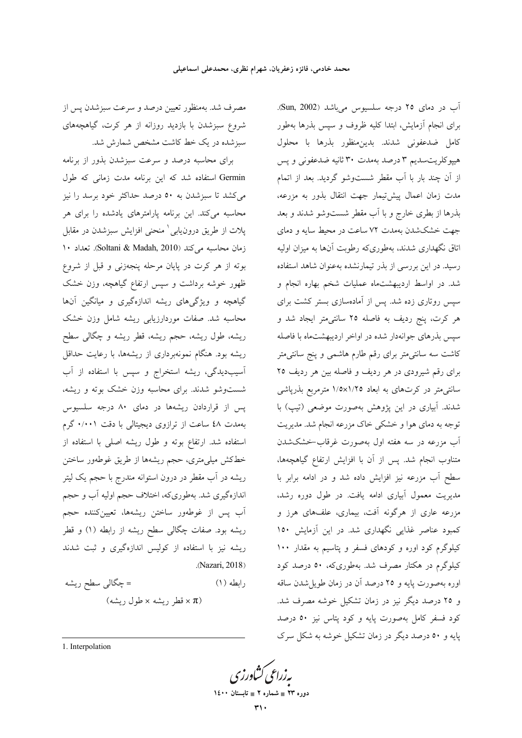آب در دمای ۲۵ درجه سلسیوس می‌باشد (Sun, 2002). برای انجام آزمایش، ابتدا کلیه ظروف و سپس بذرها به‌طور کامل ضدعفونی شدند. بدین‌منظور بذرها با محلول هیپوکلریت‌سدیم ۳ درصد به‌مدت ۳۰ ثانیه ضدعفونی و پس از آن چند بار با آب مقطر شست‌وشو گردید. بعد از اتمام مدت زمان اعمال پیش‌تیمار جهت انتقال بذور به مزرعه، بذرها از بطری خارج و با آب مقطر شست‌وشو شدند و بعد جهت خشک‌شدن به‌مدت ۷۲ ساعت در محیط سایه و دمای اتاق نگهداری شدند، به‌طوری‌که رطوبت آن‌ها به میزان اولیه رسید. در این بررسی از بذر تیمارنشده به‌عنوان شاهد استفاده شد. در اواسط اردیبهشت‌ماه عملیات شخم بهاره انجام و سپس روتاری زده شد. پس از آماده‌سازی بستر کشت برای هر کرت، پنج ردیف به فاصله ۲۵ سانتی‌متر ایجاد شد و سپس بذرهای جوانه‌دار شده در اواخر اردیبهشت‌ماه با فاصله کاشت سه سانتی‌متر برای رقم طارم هاشمی و پنج سانتی‌متر برای رقم شیرودی در هر ردیف و فاصله بین هر ردیف ۲۵ سانتی‌متر در کرت‌های به ابعاد ۱/۲۵×۱/۵ مترمربع بذرپاشی شدند. آبیاری در این پژوهش به‌صورت موضعی (تیپ) با توجه به دمای هوا و خشکی خاک مزرعه انجام شد. مدیریت آب مزرعه در سه هفته اول به‌صورت غرقاب-خشک‌شدن متناوب انجام شد. پس از آن با افزایش ارتفاع گیاهچه‌ها، سطح آب مزرعه نیز افزایش داده شد و در ادامه برابر با مدیریت معمول آبیاری ادامه یافت. در طول دوره رشد، مزرعه عاری از هرگونه آفت، بیماری، علف‌های هرز و کمبود عناصر غذایی نگهداری شد. در این آزمایش ۱۵۰ کیلوگرم کود اوره و کودهای فسفر و پتاسیم به مقدار ۱۰۰ کیلوگرم در هکتار مصرف شد. به‌طوری‌که، ۵۰ درصد کود اوره به‌صورت پایه و ۲۵ درصد آن در زمان طویل‌شدن ساقه و ۲۵ درصد دیگر نیز در زمان تشکیل خوشه مصرف شد. کود فسفر کامل به‌صورت پایه و کود پتاس نیز ۵۰ درصد پایه و ۵۰ درصد دیگر در زمان تشکیل خوشه به شکل سرک مصرف شد. به‌منظور تعیین درصد و سرعت سبزشدن پس از شروع سبزشدن با بازدید روزانه از هر کرت، گیاهچه‌های سبزشده در یک خط کاشت مشخص شمارش شد.

برای محاسبه درصد و سرعت سبزشدن بذور از برنامه Germin استفاده شد که این برنامه مدت زمانی که طول می‌کشد تا سبزشدن به ۵۰ درصد حداکثر خود برسد را نیز محاسبه می‌کند. این برنامه پارامترهای یادشده را برای هر پلات از طریق درون‌یابی[1] منحنی افزایش سبزشدن در مقابل زمان محاسبه می‌کند (Soltani & Madah, 2010). تعداد ۱۰ بوته از هر کرت در پایان مرحله پنجه‌زنی و قبل از شروع ظهور خوشه برداشت و سپس ارتفاع گیاهچه، وزن خشک گیاهچه و ویژگی‌های ریشه اندازه‌گیری و میانگین آن‌ها محاسبه شد. صفات موردارزیابی ریشه شامل وزن خشک ریشه، طول ریشه، حجم ریشه، قطر ریشه و چگالی سطح ریشه بود. هنگام نمونه‌برداری از ریشه‌ها، با رعایت حداقل آسیب‌دیدگی، ریشه استخراج و سپس با استفاده از آب شست‌وشو شدند. برای محاسبه وزن خشک بوته و ریشه، پس از قراردادن ریشه‌ها در دمای ۸۰ درجه سلسیوس به‌مدت ٤٨ ساعت از ترازوی دیجیتالی با دقت ۰/۰۰۱ گرم استفاده شد. ارتفاع بوته و طول ریشه اصلی با استفاده از خط‌کش میلی‌متری، حجم ریشه‌ها از طریق غوطه‌ور ساختن ریشه در آب مقطر در درون استوانه مندرج با حجم یک لیتر اندازه‌گیری شد. به‌طوری‌که، اختلاف حجم اولیه آب و حجم آب پس از غوطه‌ور ساختن ریشه‌ها، تعیین‌کننده حجم ریشه بود. صفات چگالی سطح ریشه از رابطه (۱) و قطر ریشه نیز با استفاده از کولیس اندازه‌گیری و ثبت شدند (Nazari, 2018).

رابطه (۱) &emsp; = چگالی سطح ریشه

$$(\pi \times \text{قطر ریشه} \times \text{طول ریشه})$$

1. Interpolation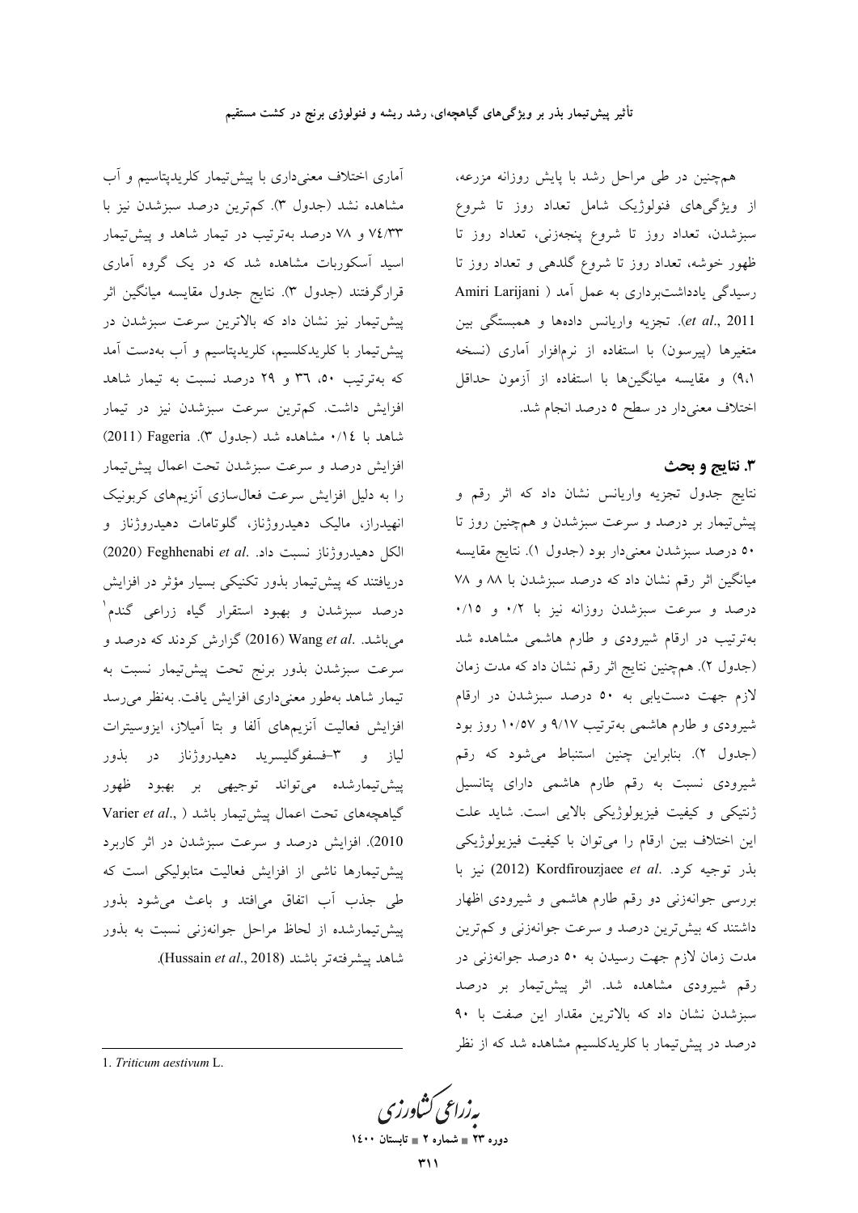همچنین در طی مراحل رشد با پایش روزانه مزرعه، از ویژگی‌های فنولوژیک شامل تعداد روز تا شروع سبزشدن، تعداد روز تا شروع پنجه‌زنی، تعداد روز تا ظهور خوشه، تعداد روز تا شروع گلدهی و تعداد روز تا رسیدگی یادداشت‌برداری به عمل آمد (Amiri Larijani *et al.*, 2011). تجزیه واریانس داده‌ها و همبستگی بین متغیرها (پیرسون) با استفاده از نرم‌افزار آماری (نسخه ۹،۱) و مقایسه میانگین‌ها با استفاده از آزمون حداقل اختلاف معنی‌دار در سطح ۵ درصد انجام شد.

## ۳. نتایج و بحث

نتایج جدول تجزیه واریانس نشان داد که اثر رقم و پیش‌تیمار بر درصد و سرعت سبزشدن و همچنین روز تا ۵۰ درصد سبزشدن معنی‌دار بود (جدول ۱). نتایج مقایسه میانگین اثر رقم نشان داد که درصد سبزشدن با ۸۸ و ۷۸ درصد و سرعت سبزشدن روزانه نیز با ۰/۲ و ۰/۱۵ به‌ترتیب در ارقام شیرودی و طارم هاشمی مشاهده شد (جدول ۲). همچنین نتایج اثر رقم نشان داد که مدت زمان لازم جهت دست‌یابی به ۵۰ درصد سبزشدن در ارقام شیرودی و طارم هاشمی به‌ترتیب ۹/۱۷ و ۱۰/۵۷ روز بود (جدول ۲). بنابراین چنین استنباط می‌شود که رقم شیرودی نسبت به رقم طارم هاشمی دارای پتانسیل ژنتیکی و کیفیت فیزیولوژیکی بالایی است. شاید علت این اختلاف بین ارقام را می‌توان با کیفیت فیزیولوژیکی بذر توجیه کرد. Kordfirouzjaee *et al.* (2012) نیز با بررسی جوانه‌زنی دو رقم طارم هاشمی و شیرودی اظهار داشتند که بیش‌ترین درصد و سرعت جوانه‌زنی و کم‌ترین مدت زمان لازم جهت رسیدن به ۵۰ درصد جوانه‌زنی در رقم شیرودی مشاهده شد. اثر پیش‌تیمار بر درصد سبزشدن نشان داد که بالاترین مقدار این صفت با ۹۰ درصد در پیش‌تیمار با کلریدکلسیم مشاهده شد که از نظر آماری اختلاف معنی‌داری با پیش‌تیمار کلریدپتاسیم و آب مشاهده نشد (جدول ۳). کم‌ترین درصد سبزشدن نیز با ۷۴/۳۳ و ۷۸ درصد به‌ترتیب در تیمار شاهد و پیش‌تیمار اسید آسکوربات مشاهده شد که در یک گروه آماری قرارگرفتند (جدول ۳). نتایج جدول مقایسه میانگین اثر پیش‌تیمار نیز نشان داد که بالاترین سرعت سبزشدن در پیش‌تیمار با کلریدکلسیم، کلریدپتاسیم و آب به‌دست آمد که به‌ترتیب ۵۰، ۳۶ و ۲۹ درصد نسبت به تیمار شاهد افزایش داشت. کم‌ترین سرعت سبزشدن نیز در تیمار شاهد با ۰/۱۴ مشاهده شد (جدول ۳). Fageria (2011) افزایش درصد و سرعت سبزشدن تحت اعمال پیش‌تیمار را به دلیل افزایش سرعت فعال‌سازی آنزیم‌های کربونیک انهیدراز، مالیک دهیدروژناز، گلوتامات دهیدروژناز و الکل دهیدروژناز نسبت داد. Feghhenabi *et al.* (2020) دریافتند که پیش‌تیمار بذور تکنیکی بسیار مؤثر در افزایش درصد سبزشدن و بهبود استقرار گیاه زراعی گندم[1] می‌باشد. Wang *et al.* (2016) گزارش کردند که درصد و سرعت سبزشدن بذور برنج تحت پیش‌تیمار نسبت به تیمار شاهد به‌طور معنی‌داری افزایش یافت. به‌نظر می‌رسد افزایش فعالیت آنزیم‌های آلفا و بتا آمیلاز، ایزوسیترات لیاز و ۳-فسفوگلیسرید دهیدروژناز در بذور پیش‌تیمارشده می‌تواند توجیهی بر بهبود ظهور گیاهچه‌های تحت اعمال پیش‌تیمار باشد (Varier *et al.*, 2010). افزایش درصد و سرعت سبزشدن در اثر کاربرد پیش‌تیمارها ناشی از افزایش فعالیت متابولیکی است که طی جذب آب اتفاق می‌افتد و باعث می‌شود بذور پیش‌تیمارشده از لحاظ مراحل جوانه‌زنی نسبت به بذور شاهد پیشرفته‌تر باشند (Hussain *et al.*, 2018).

---

1. *Triticum aestivum* L.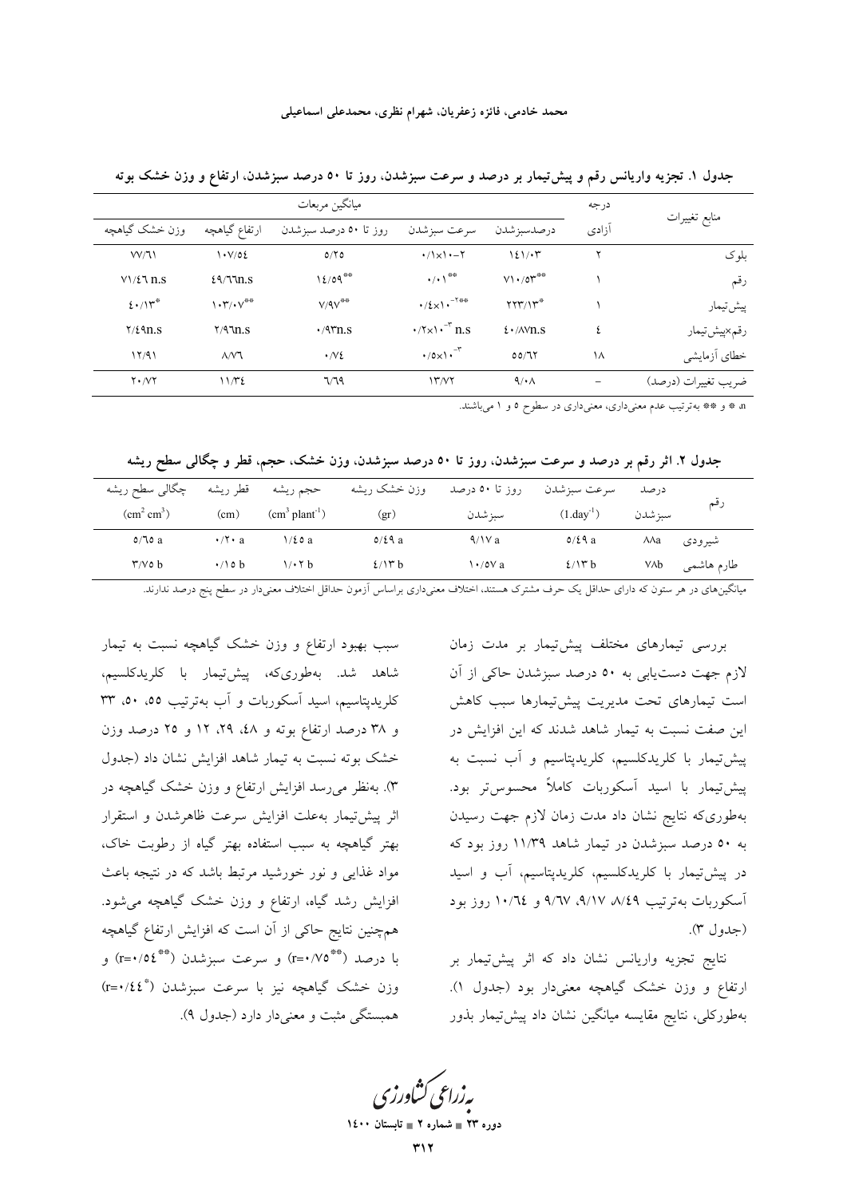جدول ۱. تجزیه واریانس رقم و پیش‌تیمار بر درصد و سرعت سبزشدن، روز تا ۵۰ درصد سبزشدن، ارتفاع و وزن خشک بوته

| منابع تغییرات | درجه آزادی | میانگین مربعات | | | | |
|---|---|---|---|---|---|---|
| | | درصدسبزشدن | سرعت سبزشدن | روز تا ۵۰ درصد سبزشدن | ارتفاع گیاهچه | وزن خشک گیاهچه |
| بلوک | ۲ | ۱۴۱/۰۳ | $0/1\times10^{-2}$ | ۵/۲۵ | ۱۰۷/۵۴ | ۷۷/۶۱ |
| رقم | ۱ | ۷۱۰/۵۳** | ۰/۰۱** | ۱۴/۵۹** | ۴۹/۶۶n.s | ۷۱/۴۶ n.s |
| پیش‌تیمار | ۱ | ۲۲۳/۱۳* | $0/4\times10^{-2}$** | ۷/۹۷** | ۱۰۳/۰۷** | ۴۰/۱۳* |
| رقم×پیش‌تیمار | ۴ | ۴۰/۸۷n.s | $0/2\times10^{-3}$ n.s | ۰/۹۳n.s | ۲/۹۶n.s | ۲/۴۹n.s |
| خطای آزمایشی | ۱۸ | ۵۵/۶۲ | $0/5\times10^{-3}$ | ۰/۷۴ | ۸/۷۶ | ۱۲/۹۱ |
| ضریب تغییرات (درصد) | – | ۹/۰۸ | ۱۳/۷۲ | ۶/۶۹ | ۱۱/۳۴ | ۲۰/۷۲ |

n، * و ** به‌ترتیب عدم معنی‌داری، معنی‌داری در سطوح ۵ و ۱ می‌باشند.

جدول ۲. اثر رقم بر درصد و سرعت سبزشدن، روز تا ۵۰ درصد سبزشدن، وزن خشک، حجم، قطر و چگالی سطح ریشه

| رقم | درصد سبزشدن | سرعت سبزشدن ($1.day^{-1}$) | روز تا ۵۰ درصد سبزشدن | وزن خشک ریشه (gr) | حجم ریشه ($cm^3\ plant^{-1}$) | قطر ریشه (cm) | چگالی سطح ریشه ($cm^2\ cm^3$) |
|---|---|---|---|---|---|---|---|
| شیرودی | ۸۸a | ۵/۴۹ a | ۹/۱۷ a | ۵/۴۹ a | ۱/۴۵ a | ۰/۲۰ a | ۵/۶۵ a |
| طارم هاشمی | ۷۸b | ۴/۱۳ b | ۱۰/۵۷ a | ۴/۱۳ b | ۱/۰۲ b | ۰/۱۵ b | ۳/۷۵ b |

میانگین‌های در هر ستون که دارای حداقل یک حرف مشترک هستند، اختلاف معنی‌داری براساس آزمون حداقل اختلاف معنی‌دار در سطح پنج درصد ندارند.

بررسی تیمارهای مختلف پیش‌تیمار بر مدت زمان لازم جهت دست‌یابی به ۵۰ درصد سبزشدن حاکی از آن است تیمارهای تحت مدیریت پیش‌تیمارها سبب کاهش این صفت نسبت به تیمار شاهد شدند که این افزایش در پیش‌تیمار با کلریدکلسیم، کلریدپتاسیم و آب نسبت به پیش‌تیمار با اسید آسکوربات کاملاً محسوس‌تر بود. به‌طوری‌که نتایج نشان داد مدت زمان لازم جهت رسیدن به ۵۰ درصد سبزشدن در تیمار شاهد ۱۱/۳۹ روز بود که در پیش‌تیمار با کلریدکلسیم، کلریدپتاسیم، آب و اسید آسکوربات به‌ترتیب ۸/۴۹، ۹/۱۷، ۹/۶۷ و ۱۰/۶۴ روز بود (جدول ۳).

نتایج تجزیه واریانس نشان داد که اثر پیش‌تیمار بر ارتفاع و وزن خشک گیاهچه معنی‌دار بود (جدول ۱). به‌طورکلی، نتایج مقایسه میانگین نشان داد پیش‌تیمار بذور سبب بهبود ارتفاع و وزن خشک گیاهچه نسبت به تیمار شاهد شد. به‌طوری‌که، پیش‌تیمار با کلریدکلسیم، کلریدپتاسیم، اسید آسکوربات و آب به‌ترتیب ۵۵، ۵۰، ۳۳ و ۳۸ درصد ارتفاع بوته و ۴۸، ۲۹، ۱۲ و ۲۵ درصد وزن خشک بوته نسبت به تیمار شاهد افزایش نشان داد (جدول ۳). به‌نظر می‌رسد افزایش ارتفاع و وزن خشک گیاهچه در اثر پیش‌تیمار به‌علت افزایش سرعت ظاهرشدن و استقرار بهتر گیاهچه به سبب استفاده بهتر گیاه از رطوبت خاک، مواد غذایی و نور خورشید مرتبط باشد که در نتیجه باعث افزایش رشد گیاه، ارتفاع و وزن خشک گیاهچه می‌شود. همچنین نتایج حاکی از آن است که افزایش ارتفاع گیاهچه با درصد (**r=۰/۷۵) و سرعت سبزشدن (**r=۰/۵۴) و وزن خشک گیاهچه نیز با سرعت سبزشدن (*r=۰/۴۴) همبستگی مثبت و معنی‌دار دارد (جدول ۹).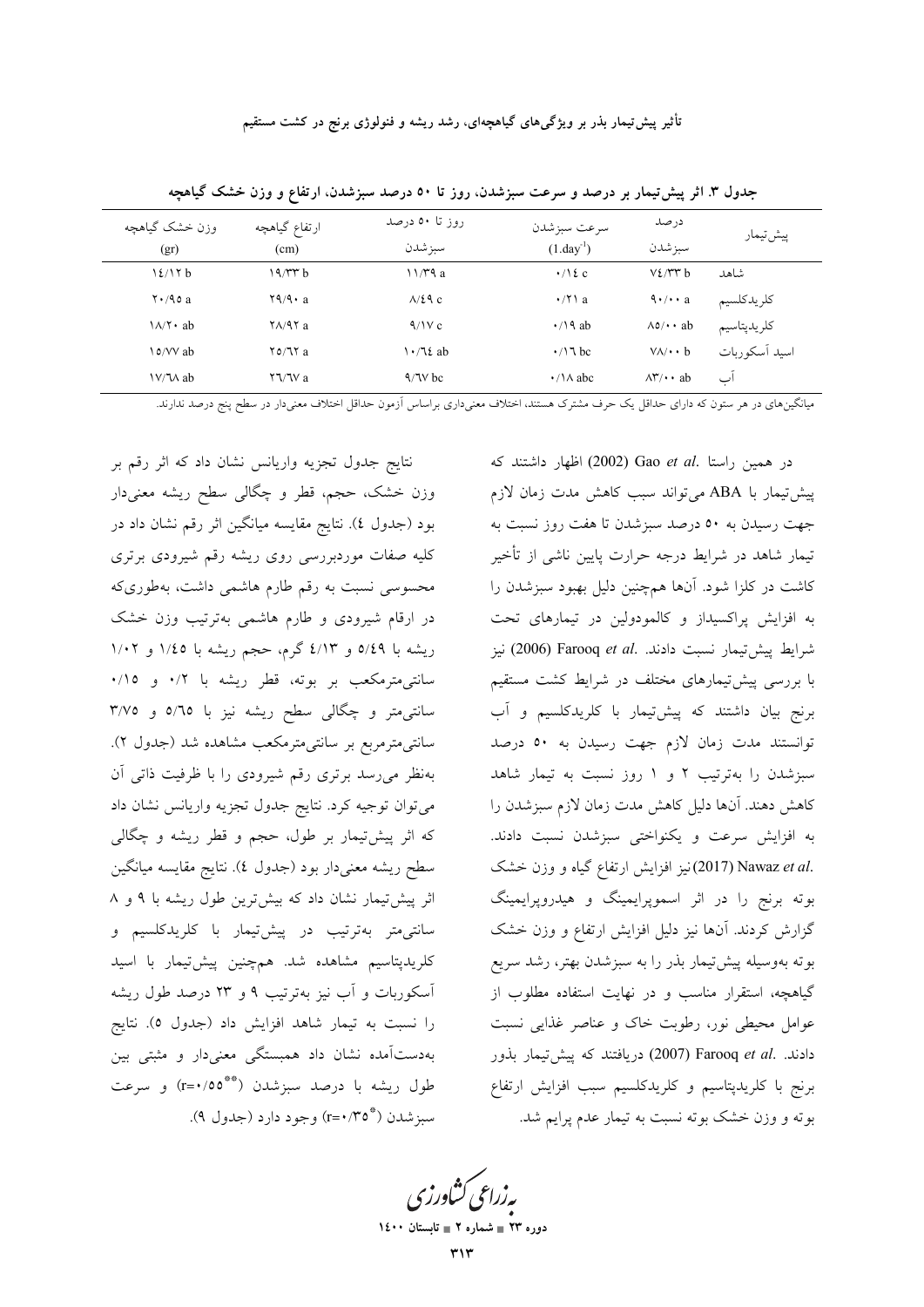جدول ۳. اثر پیش‌تیمار بر درصد و سرعت سبزشدن، روز تا ۵۰ درصد سبزشدن، ارتفاع و وزن خشک گیاهچه

| پیش‌تیمار | درصد سبزشدن | سرعت سبزشدن $(1.day^{-1})$ | روز تا ۵۰ درصد سبزشدن | ارتفاع گیاهچه (cm) | وزن خشک گیاهچه (gr) |
|---|---|---|---|---|---|
| شاهد | ۷۴/۳۳ b | ۰/۱۴ c | ۱۱/۳۹ a | ۱۹/۳۳ b | ۱۴/۱۲ b |
| کلریدکلسیم | ۹۰/۰۰ a | ۰/۲۱ a | ۸/۴۹ c | ۲۹/۹۰ a | ۲۰/۹۵ a |
| کلریدپتاسیم | ۸۵/۰۰ ab | ۰/۱۹ ab | ۹/۱۷ c | ۲۸/۹۲ a | ۱۸/۲۰ ab |
| اسید آسکوربات | ۷۸/۰۰ b | ۰/۱۶ bc | ۱۰/۶۴ ab | ۲۵/۶۲ a | ۱۵/۷۷ ab |
| آب | ۸۳/۰۰ ab | ۰/۱۸ abc | ۹/۶۷ bc | ۲۶/۶۷ a | ۱۷/۶۸ ab |

میانگین‌های در هر ستون که دارای حداقل یک حرف مشترک هستند، اختلاف معنی‌داری براساس آزمون حداقل اختلاف معنی‌دار در سطح پنج درصد ندارند.

در همین راستا .Gao *et al* (2002) اظهار داشتند که پیش‌تیمار با ABA می‌تواند سبب کاهش مدت زمان لازم جهت رسیدن به ۵۰ درصد سبزشدن تا هفت روز نسبت به تیمار شاهد در شرایط درجه حرارت پایین ناشی از تأخیر کاشت در کلزا شود. آن‌ها هم‌چنین دلیل بهبود سبزشدن را به افزایش پراکسیداز و کالمودولین در تیمارهای تحت شرایط پیش‌تیمار نسبت دادند. .Farooq *et al* (2006) نیز با بررسی پیش‌تیمارهای مختلف در شرایط کشت مستقیم برنج بیان داشتند که پیش‌تیمار با کلریدکلسیم و آب توانستند مدت زمان لازم جهت رسیدن به ۵۰ درصد سبزشدن را به‌ترتیب ۲ و ۱ روز نسبت به تیمار شاهد کاهش دهند. آن‌ها دلیل کاهش مدت زمان لازم سبزشدن را به افزایش سرعت و یکنواختی سبزشدن نسبت دادند. .Nawaz *et al* (2017) نیز افزایش ارتفاع گیاه و وزن خشک بوته برنج را در اثر اسموپرایمینگ و هیدروپرایمینگ گزارش کردند. آن‌ها نیز دلیل افزایش ارتفاع و وزن خشک بوته به‌وسیله پیش‌تیمار بذر را به سبزشدن بهتر، رشد سریع گیاهچه، استقرار مناسب و در نهایت استفاده مطلوب از عوامل محیطی نور، رطوبت خاک و عناصر غذایی نسبت دادند. .Farooq *et al* (2007) دریافتند که پیش‌تیمار بذور برنج با کلریدپتاسیم و کلریدکلسیم سبب افزایش ارتفاع بوته و وزن خشک بوته نسبت به تیمار عدم پرایم شد.

نتایج جدول تجزیه واریانس نشان داد که اثر رقم بر وزن خشک، حجم، قطر و چگالی سطح ریشه معنی‌دار بود (جدول ٤). نتایج مقایسه میانگین اثر رقم نشان داد که در کلیه صفات موردبررسی روی ریشه رقم شیرودی برتری محسوسی نسبت به رقم طارم هاشمی داشت، به‌طوری‌که در ارقام شیرودی و طارم هاشمی به‌ترتیب وزن خشک ریشه با ٥/٤٩ و ٤/١٣ گرم، حجم ریشه با ١/٤٥ و ١/٠٢ سانتی‌مترمکعب بر بوته، قطر ریشه با ٠/٢ و ٠/١٥ سانتی‌متر و چگالی سطح ریشه نیز با ٥/٦٥ و ٣/٧٥ سانتی‌مترمربع بر سانتی‌مترمکعب مشاهده شد (جدول ٢). به‌نظر می‌رسد برتری رقم شیرودی را با ظرفیت ذاتی آن می‌توان توجیه کرد. نتایج جدول تجزیه واریانس نشان داد که اثر پیش‌تیمار بر طول، حجم و قطر ریشه و چگالی سطح ریشه معنی‌دار بود (جدول ٤). نتایج مقایسه میانگین اثر پیش‌تیمار نشان داد که بیش‌ترین طول ریشه با ٩ و ٨ سانتی‌متر به‌ترتیب در پیش‌تیمار با کلریدکلسیم و کلریدپتاسیم مشاهده شد. هم‌چنین پیش‌تیمار با اسید آسکوربات و آب نیز به‌ترتیب ٩ و ٢٣ درصد طول ریشه را نسبت به تیمار شاهد افزایش داد (جدول ٥). نتایج به‌دست‌آمده نشان داد همبستگی معنی‌دار و مثبتی بین طول ریشه با درصد سبزشدن ($r=0/55^{**}$) و سرعت سبزشدن ($r=0/35^{*}$) وجود دارد (جدول ٩).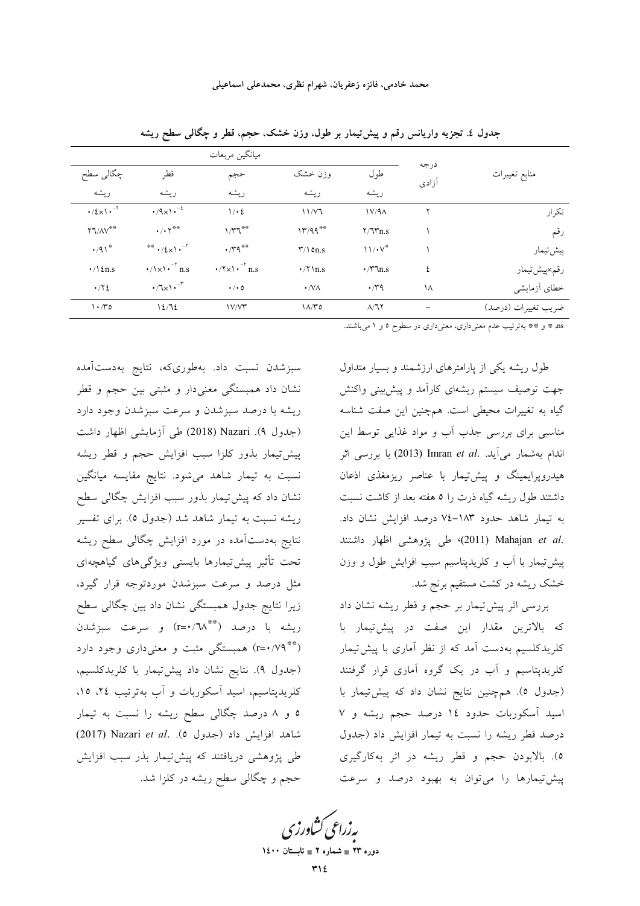جدول ٤. تجزیه واریانس رقم و پیش‌تیمار بر طول، وزن خشک، حجم، قطر و چگالی سطح ریشه

| منابع تغییرات | درجه آزادی | میانگین مربعات | | | | |
|---|---|---|---|---|---|---|
| | | طول ریشه | وزن خشک ریشه | حجم ریشه | قطر ریشه | چگالی سطح ریشه |
| تکرار | ٢ | ١٧/٩٨ | ١١/٧٦ | ١/٠٤ | $۰/۹\times۱۰^{-۴}$ | $۰/۴\times۱۰^{-۲}$ |
| رقم | ١ | ٢/٦٣n.s | $۱۳/۹۹^{**}$ | $۱/۳۶^{**}$ | $۰/۰۲^{**}$ | $۲۶/۸۷^{**}$ |
| پیش‌تیمار | ١ | $۱۱/۰۷^{*}$ | ٣/١٥n.s | $۰/۳۹^{**}$ | $۰/۴\times۱۰^{-۲}$ ** | $۰/۹۱^{*}$ |
| رقم×پیش‌تیمار | ٤ | ٠/٣٦n.s | ٠/٢١n.s | $۰/۲\times۱۰^{-۲}$ n.s | $۰/۱\times۱۰^{-۲}$ n.s | ٠/١٤n.s |
| خطای آزمایشی | ١٨ | ٠/٣٩ | ٠/٧٨ | ٠/٠٥ | $۰/۶\times۱۰^{-۳}$ | ٠/٢٤ |
| ضریب تغییرات (درصد) | - | ٨/٦٢ | ١٨/٣٥ | ١٧/٧٣ | ١٤/٦٤ | ١٠/٣٥ |

ns، * و ** به‌ترتیب عدم معنی‌داری، معنی‌داری در سطوح ٥ و ١ می‌باشند.

طول ریشه یکی از پارامترهای ارزشمند و بسیار متداول جهت توصیف سیستم ریشه‌ای کارآمد و پیش‌بینی واکنش گیاه به تغییرات محیطی است. همچنین این صفت شناسه مناسبی برای بررسی جذب آب و مواد غذایی توسط این اندام به‌شمار می‌آید. Imran *et al.* (2013) با بررسی اثر هیدروپرایمینگ و پیش‌تیمار با عناصر ریزمغذی اذعان داشتند طول ریشه گیاه ذرت را ٥ هفته بعد از کاشت نسبت به تیمار شاهد حدود ١٨٣-٧٤ درصد افزایش نشان داد. Mahajan *et al.* (2011)، طی پژوهشی اظهار داشتند پیش‌تیمار با آب و کلریدپتاسیم سبب افزایش طول و وزن خشک ریشه در کشت مستقیم برنج شد.

بررسی اثر پیش‌تیمار بر حجم و قطر ریشه نشان داد که بالاترین مقدار این صفت در پیش‌تیمار با کلریدکلسیم به‌دست آمد که از نظر آماری با پیش‌تیمار کلریدپتاسیم و آب در یک گروه آماری قرار گرفتند (جدول ٥). همچنین نتایج نشان داد که پیش‌تیمار با اسید آسکوربات حدود ١٤ درصد حجم ریشه و ٧ درصد قطر ریشه را نسبت به تیمار افزایش داد (جدول ٥). بالابودن حجم و قطر ریشه در اثر به‌کارگیری پیش‌تیمارها را می‌توان به بهبود درصد و سرعت سبزشدن نسبت داد. به‌طوری‌که، نتایج به‌دست‌آمده نشان داد همبستگی معنی‌دار و مثبتی بین حجم و قطر ریشه با درصد سبزشدن و سرعت سبزشدن وجود دارد (جدول ٩). Nazari (2018) طی آزمایشی اظهار داشت پیش‌تیمار بذور کلزا سبب افزایش حجم و قطر ریشه نسبت به تیمار شاهد می‌شود. نتایج مقایسه میانگین نشان داد که پیش‌تیمار بذور سبب افزایش چگالی سطح ریشه نسبت به تیمار شاهد شد (جدول ٥). برای تفسیر نتایج به‌دست‌آمده در مورد افزایش چگالی سطح ریشه تحت تأثیر پیش‌تیمارها بایستی ویژگی‌های گیاهچه‌ای مثل درصد و سرعت سبزشدن موردتوجه قرار گیرد، زیرا نتایج جدول همبستگی نشان داد بین چگالی سطح ریشه با درصد ($r=۰/۶۸^{**}$) و سرعت سبزشدن ($r=۰/۷۹^{**}$) همبستگی مثبت و معنی‌داری وجود دارد (جدول ٩). نتایج نشان داد پیش‌تیمار با کلریدکلسیم، کلریدپتاسیم، اسید آسکوربات و آب به‌ترتیب ٢٤، ١٥، ٥ و ٨ درصد چگالی سطح ریشه را نسبت به تیمار شاهد افزایش داد (جدول ٥). Nazari *et al.* (2017) طی پژوهشی دریافتند که پیش‌تیمار بذر سبب افزایش حجم و چگالی سطح ریشه در کلزا شد.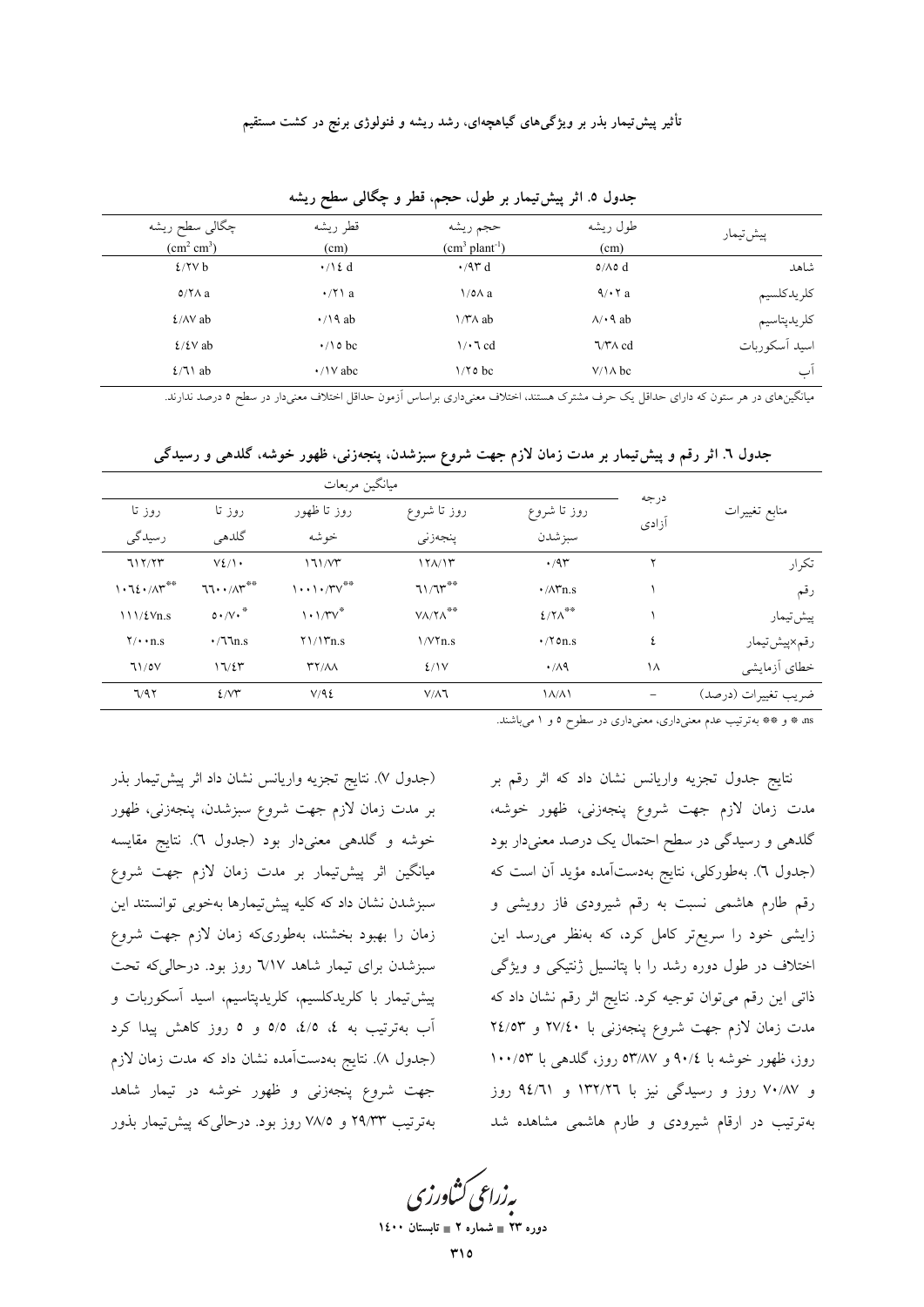**جدول ۵. اثر پیش‌تیمار بر طول، حجم، قطر و چگالی سطح ریشه**

| پیش‌تیمار | طول ریشه (cm) | حجم ریشه ($cm^3$ $plant^{-1}$) | قطر ریشه (cm) | چگالی سطح ریشه ($cm^2$ $cm^3$) |
|---|---|---|---|---|
| شاهد | ۵/۸۵ d | ۰/۹۳ d | ۰/۱٤ d | ٤/۲۷ b |
| کلریدکلسیم | ۹/۰۲ a | ۱/۵۸ a | ۰/۲۱ a | ۵/۲۸ a |
| کلریدپتاسیم | ۸/۰۹ ab | ۱/۳۸ ab | ۰/۱۹ ab | ٤/۸۷ ab |
| اسید آسکوربات | ٦/۳۸ cd | ۱/۰٦ cd | ۰/۱۵ bc | ٤/٤۷ ab |
| آب | ۷/۱۸ bc | ۱/۲۵ bc | ۰/۱۷ abc | ٤/٦۱ ab |

میانگین‌های در هر ستون که دارای حداقل یک حرف مشترک هستند، اختلاف معنی‌داری براساس آزمون حداقل اختلاف معنی‌دار در سطح ۵ درصد ندارند.

**جدول ٦. اثر رقم و پیش‌تیمار بر مدت زمان لازم جهت شروع سبزشدن، پنجه‌زنی، ظهور خوشه، گلدهی و رسیدگی**

| منابع تغییرات | درجه آزادی | میانگین مربعات | | | | |
|---|---|---|---|---|---|---|
| | | روز تا شروع سبزشدن | روز تا شروع پنجه‌زنی | روز تا ظهور خوشه | روز تا گلدهی | روز تا رسیدگی |
| تکرار | ۲ | ۰/۹۳ | ۱۲۸/۱۳ | ۱٦۱/۷۳ | ۷٤/۱۰ | ٦۱۲/۲۳ |
| رقم | ۱ | ۰/۸۳n.s | ٦۱/٦۳** | ۱۰۰۱۰/۳۷** | ٦٦۰۰/۸۳** | ۱۰٦٤۰/۸۳** |
| پیش‌تیمار | ۱ | ٤/۲۸** | ۷۸/۲۸** | ۱۰۱/۳۷* | ۵۰۰/۷۰* | ۱۱۱/٤۷n.s |
| رقم×پیش‌تیمار | ٤ | ۰/۲۵n.s | ۱/۷۲n.s | ۲۱/۱۳n.s | ۰/٦٦n.s | ۲/۰۰n.s |
| خطای آزمایشی | ۱۸ | ۰/۸۹ | ٤/۱۷ | ۳۲/۸۸ | ۱٦/٤۳ | ٦۱/۵۷ |
| ضریب تغییرات (درصد) | – | ۱۸/۸۱ | ۷/۸٦ | ۷/۹٤ | ٤/۷۳ | ٦/۹۲ |

ns، * و ** به‌ترتیب عدم معنی‌داری، معنی‌داری در سطوح ۵ و ۱ می‌باشند.

نتایج جدول تجزیه واریانس نشان داد که اثر رقم بر مدت زمان لازم جهت شروع پنجه‌زنی، ظهور خوشه، گلدهی و رسیدگی در سطح احتمال یک درصد معنی‌دار بود (جدول ٦). به‌طورکلی، نتایج به‌دست‌آمده مؤید آن است که رقم طارم هاشمی نسبت به رقم شیرودی فاز رویشی و زایشی خود را سریع‌تر کامل کرد، که به‌نظر می‌رسد این اختلاف در طول دوره رشد را با پتانسیل ژنتیکی و ویژگی ذاتی این رقم می‌توان توجیه کرد. نتایج اثر رقم نشان داد که مدت زمان لازم جهت شروع پنجه‌زنی با ۲۷/٤۰ و ۲٤/۵۳ روز، ظهور خوشه با ۹۰/٤ و ۵۳/۸۷ روز، گلدهی با ۱۰۰/۵۳ و ۷۰/۸۷ روز و رسیدگی نیز با ۱۳۲/۲٦ و ۹٤/٦۱ روز به‌ترتیب در ارقام شیرودی و طارم هاشمی مشاهده شد (جدول ۷). نتایج تجزیه واریانس نشان داد اثر پیش‌تیمار بذر بر مدت زمان لازم جهت شروع سبزشدن، پنجه‌زنی، ظهور خوشه و گلدهی معنی‌دار بود (جدول ٦). نتایج مقایسه میانگین اثر پیش‌تیمار بر مدت زمان لازم جهت شروع سبزشدن نشان داد که کلیه پیش‌تیمارها به‌خوبی توانستند این زمان را بهبود بخشند، به‌طوری‌که زمان لازم جهت شروع سبزشدن برای تیمار شاهد ٦/۱۷ روز بود. درحالی‌که تحت پیش‌تیمار با کلریدکلسیم، کلریدپتاسیم، اسید آسکوربات و آب به‌ترتیب به ٤، ٤/۵، ۵/۵ و ۵ روز کاهش پیدا کرد (جدول ۸). نتایج به‌دست‌آمده نشان داد که مدت زمان لازم جهت شروع پنجه‌زنی و ظهور خوشه در تیمار شاهد به‌ترتیب ۲۹/۳۳ و ۷۸/۵ روز بود. درحالی‌که پیش‌تیمار بذور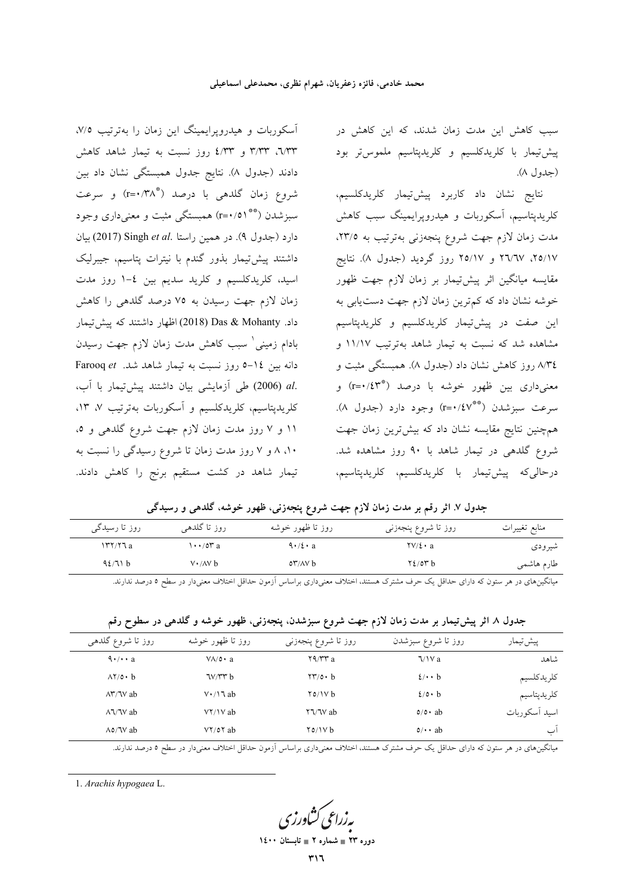سبب کاهش این مدت زمان شدند، که این کاهش در پیش‌تیمار با کلریدکلسیم و کلریدپتاسیم ملموس‌تر بود (جدول ۸).

نتایج نشان داد کاربرد پیش‌تیمار کلریدکلسیم، کلریدپتاسیم، آسکوربات و هیدروپرایمینگ سبب کاهش مدت زمان لازم جهت شروع پنجه‌زنی به‌ترتیب به ۲۳/۵، ۲۵/۱۷، ۲۶/۶۷ و ۲۵/۱۷ روز گردید (جدول ۸). نتایج مقایسه میانگین اثر پیش‌تیمار بر زمان لازم جهت ظهور خوشه نشان داد که کم‌ترین زمان لازم جهت دست‌یابی به این صفت در پیش‌تیمار کلریدکلسیم و کلریدپتاسیم مشاهده شد که نسبت به تیمار شاهد به‌ترتیب ۱۱/۱۷ و ۸/۳۴ روز کاهش نشان داد (جدول ۸). همبستگی مثبت و معنی‌داری بین ظهور خوشه با درصد (r=۰/۴۳*) و سرعت سبزشدن (r=۰/۴۷**) وجود دارد (جدول ۸). هم‌چنین نتایج مقایسه نشان داد که بیش‌ترین زمان جهت شروع گلدهی در تیمار شاهد با ۹۰ روز مشاهده شد. درحالی‌که پیش‌تیمار با کلریدکلسیم، کلریدپتاسیم، آسکوربات و هیدروپرایمینگ این زمان را به‌ترتیب ۷/۵، ۶/۳۳، ۳/۳۳ و ۴/۳۳ روز نسبت به تیمار شاهد کاهش دادند (جدول ۸). نتایج جدول همبستگی نشان داد بین شروع زمان گلدهی با درصد (r=۰/۳۸*) و سرعت سبزشدن (r=۰/۵۱**) همبستگی مثبت و معنی‌داری وجود دارد (جدول ۹). در همین راستا .Singh *et al* (2017) بیان داشتند پیش‌تیمار بذور گندم با نیترات پتاسیم، جیبرلیک اسید، کلریدکلسیم و کلرید سدیم بین ۴-۱ روز مدت زمان لازم جهت رسیدن به ۷۵ درصد گلدهی را کاهش داد. Das & Mohanty (2018) اظهار داشتند که پیش‌تیمار بادام زمینی[1] سبب کاهش مدت زمان لازم جهت رسیدن دانه بین ۱۴-۵ روز نسبت به تیمار شاهد شد. Farooq *et al.* (2006) طی آزمایشی بیان داشتند پیش‌تیمار با آب، کلریدپتاسیم، کلریدکلسیم و آسکوربات به‌ترتیب ۷، ۱۳، ۱۱ و ۷ روز مدت زمان لازم جهت شروع گلدهی و ۵، ۱۰، ۸ و ۷ روز مدت زمان تا شروع رسیدگی را نسبت به تیمار شاهد در کشت مستقیم برنج را کاهش دادند.

**جدول ۷. اثر رقم بر مدت زمان لازم جهت شروع پنجه‌زنی، ظهور خوشه، گلدهی و رسیدگی**

| منابع تغییرات | روز تا شروع پنجه‌زنی | روز تا ظهور خوشه | روز تا گلدهی | روز تا رسیدگی |
|---|---|---|---|---|
| شیرودی | ۲۷/۴۰ a | ۹۰/۴۰ a | ۱۰۰/۵۳ a | ۱۳۲/۲۶ a |
| طارم هاشمی | ۲۴/۵۳ b | ۵۳/۸۷ b | ۷۰/۸۷ b | ۹۴/۶۱ b |

میانگین‌های در هر ستون که دارای حداقل یک حرف مشترک هستند، اختلاف معنی‌داری براساس آزمون حداقل اختلاف معنی‌دار در سطح ۵ درصد ندارند.

**جدول ۸. اثر پیش‌تیمار بر مدت زمان لازم جهت شروع سبزشدن، پنجه‌زنی، ظهور خوشه و گلدهی در سطوح رقم**

| پیش‌تیمار | روز تا شروع سبزشدن | روز تا شروع پنجه‌زنی | روز تا ظهور خوشه | روز تا شروع گلدهی |
|---|---|---|---|---|
| شاهد | ۶/۱۷ a | ۲۹/۳۳ a | ۷۸/۵۰ a | ۹۰/۰۰ a |
| کلریدکلسیم | ۴/۰۰ b | ۲۳/۵۰ b | ۶۷/۳۳ b | ۸۲/۵۰ b |
| کلریدپتاسیم | ۴/۵۰ b | ۲۵/۱۷ b | ۷۰/۱۶ ab | ۸۳/۶۷ ab |
| اسید آسکوربات | ۵/۵۰ ab | ۲۶/۶۷ ab | ۷۲/۱۷ ab | ۸۶/۶۷ ab |
| آب | ۵/۰۰ ab | ۲۵/۱۷ b | ۷۲/۵۲ ab | ۸۵/۶۷ ab |

میانگین‌های در هر ستون که دارای حداقل یک حرف مشترک هستند، اختلاف معنی‌داری براساس آزمون حداقل اختلاف معنی‌دار در سطح ۵ درصد ندارند.

---

1. *Arachis hypogaea* L.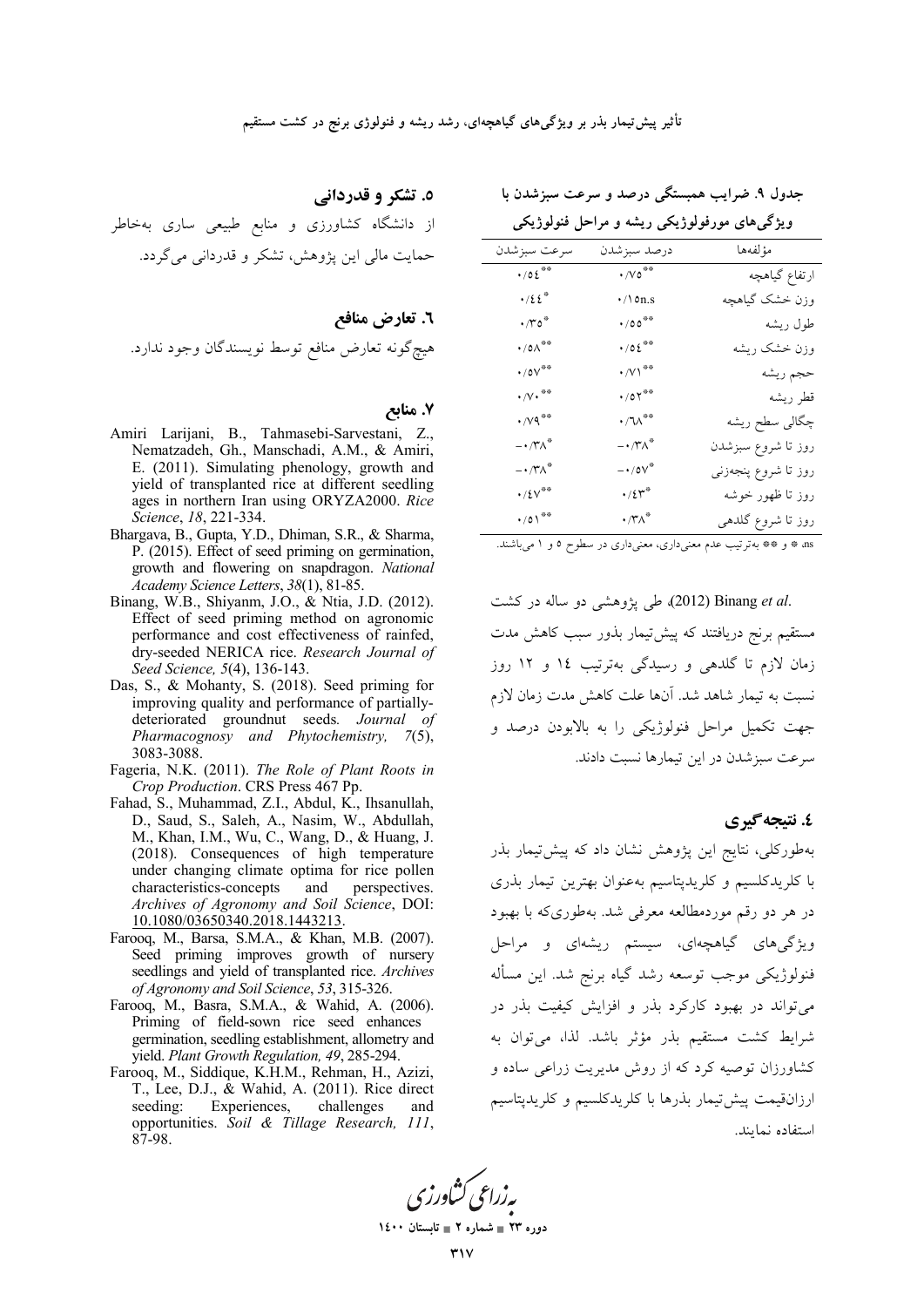جدول ۹. ضرایب همبستگی درصد و سرعت سبزشدن با ویژگی‌های مورفولوژیکی ریشه و مراحل فنولوژیکی

| مؤلفه‌ها | درصد سبزشدن | سرعت سبزشدن |
|---|---|---|
| ارتفاع گیاهچه | ۰/۷۵** | ۰/۵۴** |
| وزن خشک گیاهچه | ۰/۱۵n.s | ۰/۴۴* |
| طول ریشه | ۰/۵۵** | ۰/۳۵* |
| وزن خشک ریشه | ۰/۵۴** | ۰/۵۸** |
| حجم ریشه | ۰/۷۱** | ۰/۵۷** |
| قطر ریشه | ۰/۵۲** | ۰/۷۰** |
| چگالی سطح ریشه | ۰/۶۸** | ۰/۷۹** |
| روز تا شروع سبزشدن | -۰/۳۸* | -۰/۳۸* |
| روز تا شروع پنجه‌زنی | -۰/۵۷* | -۰/۳۸* |
| روز تا ظهور خوشه | ۰/۴۳* | ۰/۴۷** |
| روز تا شروع گلدهی | ۰/۳۸* | ۰/۵۱** |

ns، * و ** به‌ترتیب عدم معنی‌داری، معنی‌داری در سطوح ۵ و ۱ می‌باشند.

Binang *et al.* (2012)، طی پژوهشی دو ساله در کشت مستقیم برنج دریافتند که پیش‌تیمار بذور سبب کاهش مدت زمان لازم تا گلدهی و رسیدگی به‌ترتیب ۱۴ و ۱۲ روز نسبت به تیمار شاهد شد. آن‌ها علت کاهش مدت زمان لازم جهت تکمیل مراحل فنولوژیکی را به بالابودن درصد و سرعت سبزشدن در این تیمارها نسبت دادند.

## ۴. نتیجه‌گیری

به‌طورکلی، نتایج این پژوهش نشان داد که پیش‌تیمار بذر با کلریدکلسیم و کلریدپتاسیم به‌عنوان بهترین تیمار بذری در هر دو رقم موردمطالعه معرفی شد. به‌طوری‌که با بهبود ویژگی‌های گیاهچه‌ای، سیستم ریشه‌ای و مراحل فنولوژیکی موجب توسعه رشد گیاه برنج شد. این مسأله می‌تواند در بهبود کارکرد بذر و افزایش کیفیت بذر در شرایط کشت مستقیم بذر مؤثر باشد. لذا، می‌توان به کشاورزان توصیه کرد که از روش مدیریت زراعی ساده و ارزان‌قیمت پیش‌تیمار بذرها با کلریدکلسیم و کلریدپتاسیم استفاده نمایند.

## ۵. تشکر و قدردانی

از دانشگاه کشاورزی و منابع طبیعی ساری به‌خاطر حمایت مالی این پژوهش، تشکر و قدردانی می‌گردد.

## ۶. تعارض منافع

هیچ‌گونه تعارض منافع توسط نویسندگان وجود ندارد.

## ۷. منابع

Amiri Larijani, B., Tahmasebi-Sarvestani, Z., Nematzadeh, Gh., Manschadi, A.M., & Amiri, E. (2011). Simulating phenology, growth and yield of transplanted rice at different seedling ages in northern Iran using ORYZA2000. *Rice Science*, *18*, 221-334.

Bhargava, B., Gupta, Y.D., Dhiman, S.R., & Sharma, P. (2015). Effect of seed priming on germination, growth and flowering on snapdragon. *National Academy Science Letters*, *38*(1), 81-85.

Binang, W.B., Shiyanm, J.O., & Ntia, J.D. (2012). Effect of seed priming method on agronomic performance and cost effectiveness of rainfed, dry-seeded NERICA rice. *Research Journal of Seed Science, 5*(4), 136-143.

Das, S., & Mohanty, S. (2018). Seed priming for improving quality and performance of partially-deteriorated groundnut seeds. *Journal of Pharmacognosy and Phytochemistry, 7*(5), 3083-3088.

Fageria, N.K. (2011). *The Role of Plant Roots in Crop Production*. CRS Press 467 Pp.

Fahad, S., Muhammad, Z.I., Abdul, K., Ihsanullah, D., Saud, S., Saleh, A., Nasim, W., Abdullah, M., Khan, I.M., Wu, C., Wang, D., & Huang, J. (2018). Consequences of high temperature under changing climate optima for rice pollen characteristics-concepts and perspectives. *Archives of Agronomy and Soil Science*, DOI: 10.1080/03650340.2018.1443213.

Farooq, M., Barsa, S.M.A., & Khan, M.B. (2007). Seed priming improves growth of nursery seedlings and yield of transplanted rice. *Archives of Agronomy and Soil Science*, *53*, 315-326.

Farooq, M., Basra, S.M.A., & Wahid, A. (2006). Priming of field-sown rice seed enhances germination, seedling establishment, allometry and yield. *Plant Growth Regulation, 49*, 285-294.

Farooq, M., Siddique, K.H.M., Rehman, H., Azizi, T., Lee, D.J., & Wahid, A. (2011). Rice direct seeding: Experiences, challenges and opportunities. *Soil & Tillage Research, 111*, 87-98.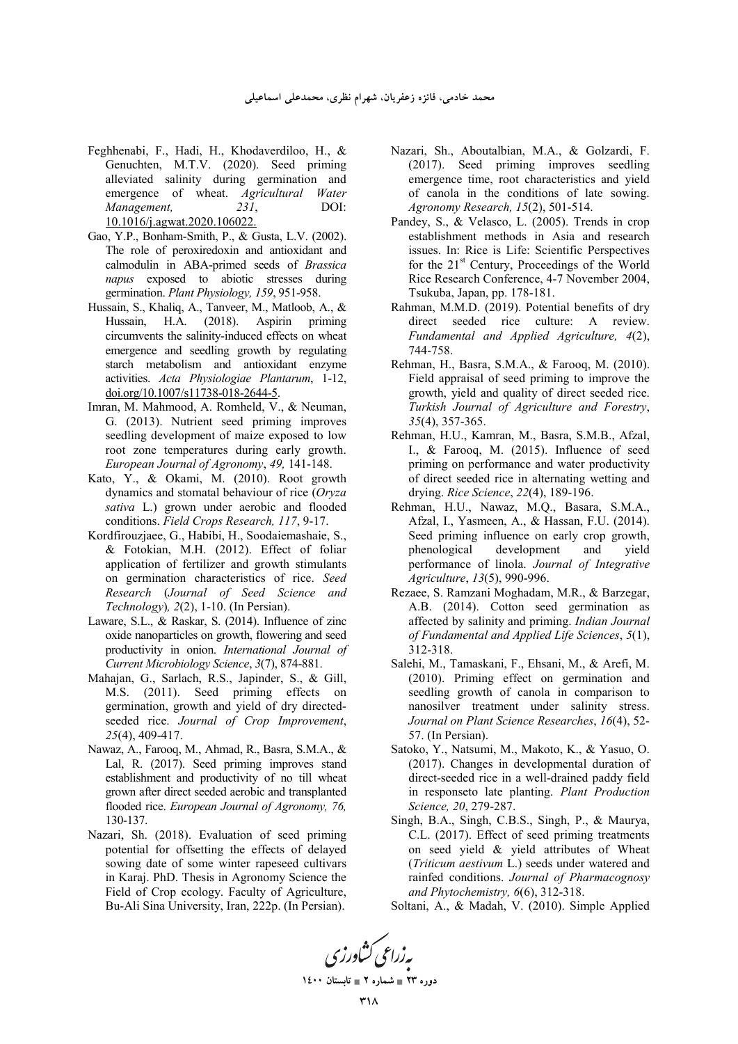Feghhenabi, F., Hadi, H., Khodaverdiloo, H., & Genuchten, M.T.V. (2020). Seed priming alleviated salinity during germination and emergence of wheat. *Agricultural Water Management, 231*, DOI: 10.1016/j.agwat.2020.106022.

Gao, Y.P., Bonham-Smith, P., & Gusta, L.V. (2002). The role of peroxiredoxin and antioxidant and calmodulin in ABA-primed seeds of *Brassica napus* exposed to abiotic stresses during germination. *Plant Physiology, 159*, 951-958.

Hussain, S., Khaliq, A., Tanveer, M., Matloob, A., & Hussain, H.A. (2018). Aspirin priming circumvents the salinity-induced effects on wheat emergence and seedling growth by regulating starch metabolism and antioxidant enzyme activities. *Acta Physiologiae Plantarum*, 1-12, doi.org/10.1007/s11738-018-2644-5.

Imran, M. Mahmood, A. Romheld, V., & Neuman, G. (2013). Nutrient seed priming improves seedling development of maize exposed to low root zone temperatures during early growth. *European Journal of Agronomy*, *49,* 141-148.

Kato, Y., & Okami, M. (2010). Root growth dynamics and stomatal behaviour of rice (*Oryza sativa* L.) grown under aerobic and flooded conditions. *Field Crops Research, 117*, 9-17.

Kordfirouzjaee, G., Habibi, H., Soodaiemashaie, S., & Fotokian, M.H. (2012). Effect of foliar application of fertilizer and growth stimulants on germination characteristics of rice. *Seed Research* (*Journal of Seed Science and Technology*)*, 2*(2), 1-10. (In Persian).

Laware, S.L., & Raskar, S. (2014). Influence of zinc oxide nanoparticles on growth, flowering and seed productivity in onion. *International Journal of Current Microbiology Science*, *3*(7), 874-881.

Mahajan, G., Sarlach, R.S., Japinder, S., & Gill, M.S. (2011). Seed priming effects on germination, growth and yield of dry directed-seeded rice. *Journal of Crop Improvement*, *25*(4), 409-417.

Nawaz, A., Farooq, M., Ahmad, R., Basra, S.M.A., & Lal, R. (2017). Seed priming improves stand establishment and productivity of no till wheat grown after direct seeded aerobic and transplanted flooded rice. *European Journal of Agronomy, 76,* 130-137.

Nazari, Sh. (2018). Evaluation of seed priming potential for offsetting the effects of delayed sowing date of some winter rapeseed cultivars in Karaj. PhD. Thesis in Agronomy Science the Field of Crop ecology. Faculty of Agriculture, Bu-Ali Sina University, Iran, 222p. (In Persian).

Nazari, Sh., Aboutalbian, M.A., & Golzardi, F. (2017). Seed priming improves seedling emergence time, root characteristics and yield of canola in the conditions of late sowing. *Agronomy Research, 15*(2), 501-514.

Pandey, S., & Velasco, L. (2005). Trends in crop establishment methods in Asia and research issues. In: Rice is Life: Scientific Perspectives for the 21st Century, Proceedings of the World Rice Research Conference, 4-7 November 2004, Tsukuba, Japan, pp. 178-181.

Rahman, M.M.D. (2019). Potential benefits of dry direct seeded rice culture: A review. *Fundamental and Applied Agriculture, 4*(2), 744-758.

Rehman, H., Basra, S.M.A., & Farooq, M. (2010). Field appraisal of seed priming to improve the growth, yield and quality of direct seeded rice. *Turkish Journal of Agriculture and Forestry*, *35*(4), 357-365.

Rehman, H.U., Kamran, M., Basra, S.M.B., Afzal, I., & Farooq, M. (2015). Influence of seed priming on performance and water productivity of direct seeded rice in alternating wetting and drying. *Rice Science*, *22*(4), 189-196.

Rehman, H.U., Nawaz, M.Q., Basara, S.M.A., Afzal, I., Yasmeen, A., & Hassan, F.U. (2014). Seed priming influence on early crop growth, phenological development and yield performance of linola. *Journal of Integrative Agriculture*, *13*(5), 990-996.

Rezaee, S. Ramzani Moghadam, M.R., & Barzegar, A.B. (2014). Cotton seed germination as affected by salinity and priming. *Indian Journal of Fundamental and Applied Life Sciences*, *5*(1), 312-318.

Salehi, M., Tamaskani, F., Ehsani, M., & Arefi, M. (2010). Priming effect on germination and seedling growth of canola in comparison to nanosilver treatment under salinity stress. *Journal on Plant Science Researches*, *16*(4), 52-57. (In Persian).

Satoko, Y., Natsumi, M., Makoto, K., & Yasuo, O. (2017). Changes in developmental duration of direct-seeded rice in a well-drained paddy field in responseto late planting. *Plant Production Science, 20*, 279-287.

Singh, B.A., Singh, C.B.S., Singh, P., & Maurya, C.L. (2017). Effect of seed priming treatments on seed yield & yield attributes of Wheat (*Triticum aestivum* L.) seeds under watered and rainfed conditions. *Journal of Pharmacognosy and Phytochemistry, 6*(6), 312-318.

Soltani, A., & Madah, V. (2010). Simple Applied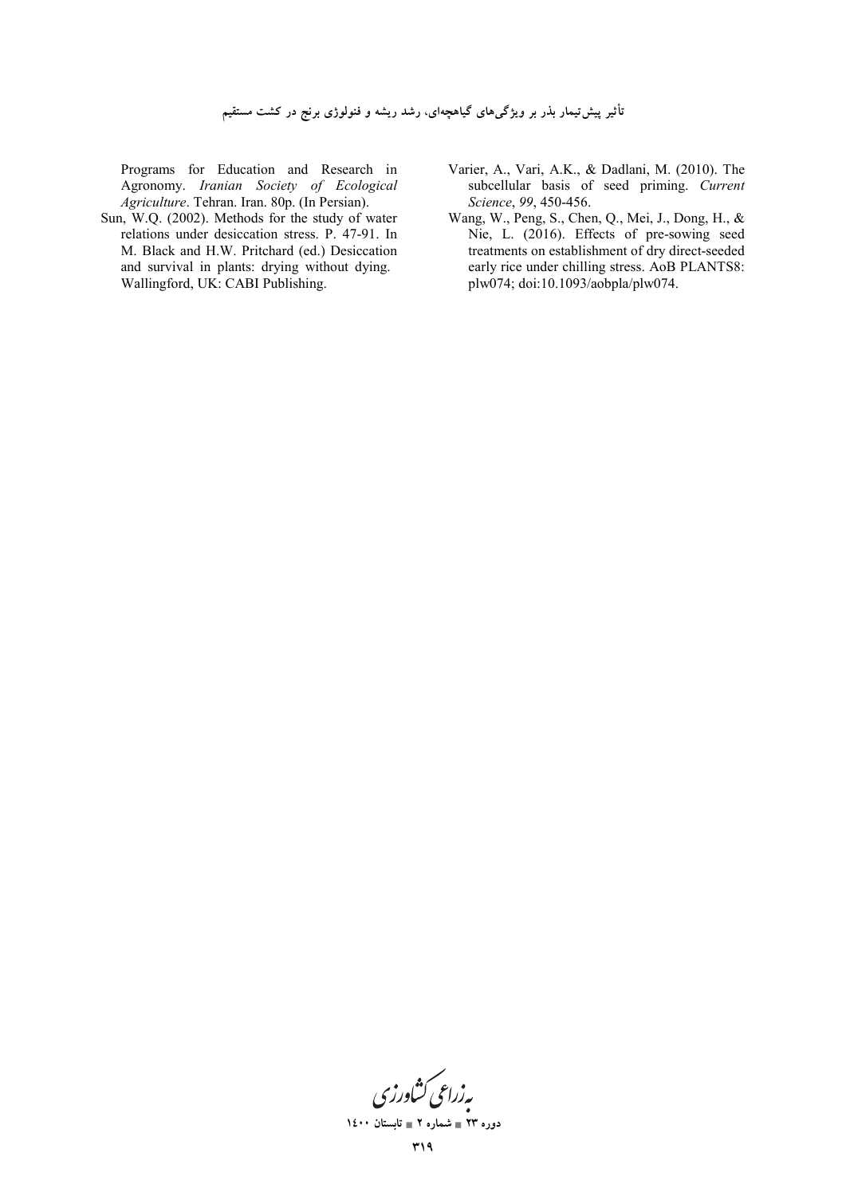Programs for Education and Research in Agronomy. *Iranian Society of Ecological Agriculture*. Tehran. Iran. 80p. (In Persian).

Sun, W.Q. (2002). Methods for the study of water relations under desiccation stress. P. 47-91. In M. Black and H.W. Pritchard (ed.) Desiccation and survival in plants: drying without dying. Wallingford, UK: CABI Publishing.

Varier, A., Vari, A.K., & Dadlani, M. (2010). The subcellular basis of seed priming. *Current Science*, *99*, 450-456.

Wang, W., Peng, S., Chen, Q., Mei, J., Dong, H., & Nie, L. (2016). Effects of pre-sowing seed treatments on establishment of dry direct-seeded early rice under chilling stress. AoB PLANTS8: plw074; doi:10.1093/aobpla/plw074.